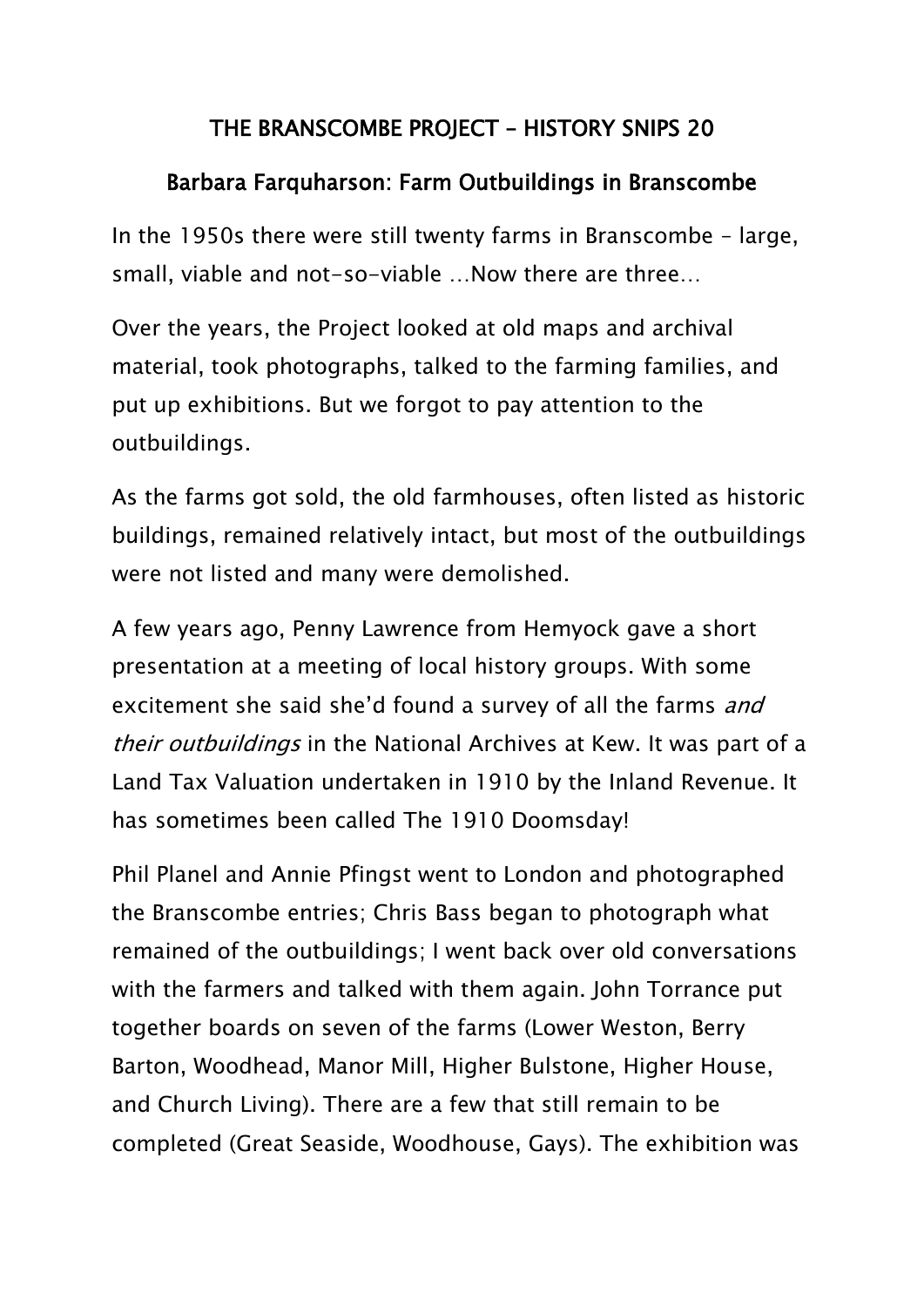# THE BRANSCOMBE PROJECT – HISTORY SNIPS 20

## Barbara Farquharson: Farm Outbuildings in Branscombe

In the 1950s there were still twenty farms in Branscombe – large, small, viable and not-so-viable …Now there are three…

Over the years, the Project looked at old maps and archival material, took photographs, talked to the farming families, and put up exhibitions. But we forgot to pay attention to the outbuildings.

As the farms got sold, the old farmhouses, often listed as historic buildings, remained relatively intact, but most of the outbuildings were not listed and many were demolished.

A few years ago, Penny Lawrence from Hemyock gave a short presentation at a meeting of local history groups. With some excitement she said she'd found a survey of all the farms *and their outbuildings* in the National Archives at Kew. It was part of a Land Tax Valuation undertaken in 1910 by the Inland Revenue. It has sometimes been called The 1910 Doomsday!

Phil Planel and Annie Pfingst went to London and photographed the Branscombe entries; Chris Bass began to photograph what remained of the outbuildings; I went back over old conversations with the farmers and talked with them again. John Torrance put together boards on seven of the farms (Lower Weston, Berry Barton, Woodhead, Manor Mill, Higher Bulstone, Higher House, and Church Living). There are a few that still remain to be completed (Great Seaside, Woodhouse, Gays). The exhibition was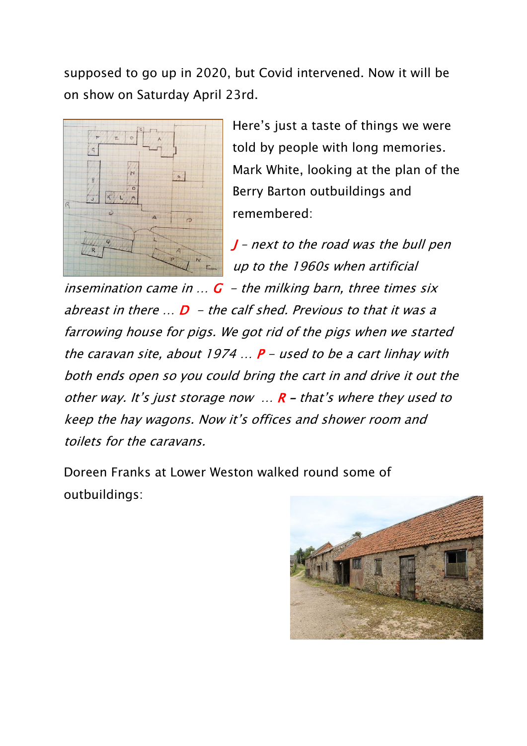supposed to go up in 2020, but Covid intervened. Now it will be on show on Saturday April 23rd.

Here's just a taste of things we were told by people with long memories. Mark White, looking at the plan of the Berry Barton outbuildings and remembered:

*J – next to the road was the bull pen up to the 1960s when artificial insemination came in … G – the milking barn, three times six abreast in there … D – the calf shed. Previous to that it was a farrowing house for pigs. We got rid of the pigs when we started the caravan site, about 1974 … P – used to be a cart linhay with both ends open so you could bring the cart in and drive it out the other way. It's just storage now … R – that's where they used to keep the hay wagons. Now it's offices and shower room and toilets for the caravans.*

Doreen Franks at Lower Weston walked round some of outbuildings: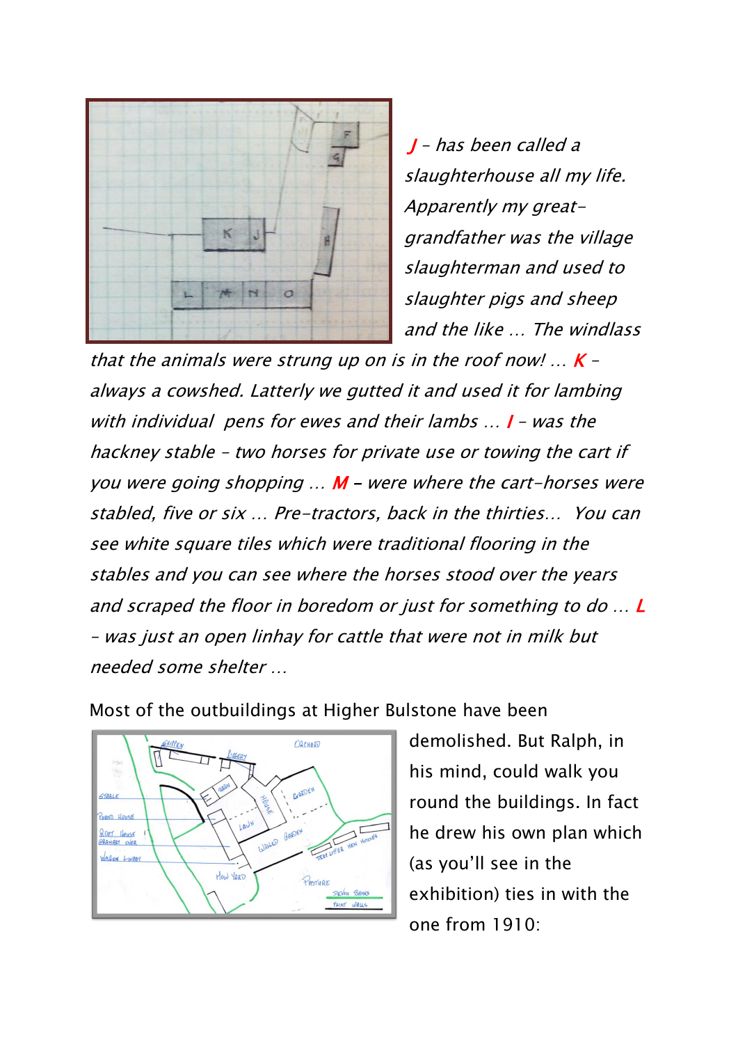*J – has been called a slaughterhouse all my life. Apparently my great-grandfather was the village slaughterman and used to slaughter pigs and sheep and the like … The windlass that the animals were strung up on is in the roof now! … K – always a cowshed. Latterly we gutted it and used it for lambing with individual  pens for ewes and their lambs … I – was the hackney stable – two horses for private use or towing the cart if you were going shopping … M – were where the cart-horses were stabled, five or six … Pre-tractors, back in the thirties…  You can see white square tiles which were traditional flooring in the stables and you can see where the horses stood over the years and scraped the floor in boredom or just for something to do … L – was just an open linhay for cattle that were not in milk but needed some shelter …*

Most of the outbuildings at Higher Bulstone have been demolished. But Ralph, in his mind, could walk you round the buildings. In fact he drew his own plan which (as you'll see in the exhibition) ties in with the one from 1910: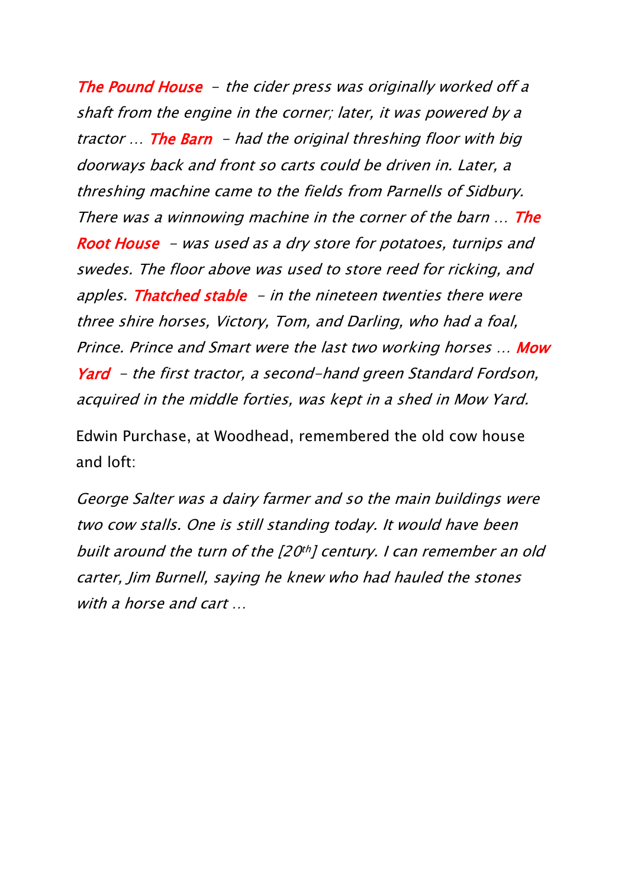*The Pound House* *- the cider press was originally worked off a shaft from the engine in the corner; later, it was powered by a tractor …* *The Barn* *- had the original threshing floor with big doorways back and front so carts could be driven in. Later, a threshing machine came to the fields from Parnells of Sidbury. There was a winnowing machine in the corner of the barn …* *The Root House* *- was used as a dry store for potatoes, turnips and swedes. The floor above was used to store reed for ricking, and apples.* *Thatched stable* *- in the nineteen twenties there were three shire horses, Victory, Tom, and Darling, who had a foal, Prince. Prince and Smart were the last two working horses …* *Mow Yard* *- the first tractor, a second-hand green Standard Fordson, acquired in the middle forties, was kept in a shed in Mow Yard.*

Edwin Purchase, at Woodhead, remembered the old cow house and loft:

*George Salter was a dairy farmer and so the main buildings were two cow stalls. One is still standing today. It would have been built around the turn of the [20th] century. I can remember an old carter, Jim Burnell, saying he knew who had hauled the stones with a horse and cart …*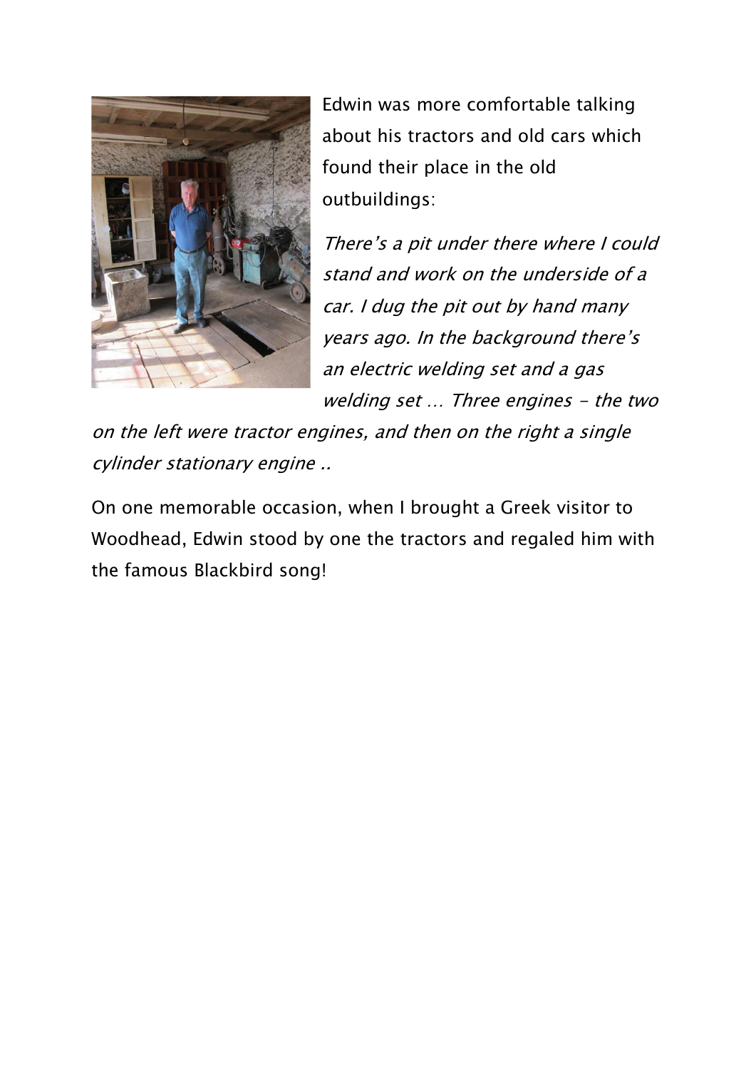Edwin was more comfortable talking about his tractors and old cars which found their place in the old outbuildings:

*There's a pit under there where I could stand and work on the underside of a car. I dug the pit out by hand many years ago. In the background there's an electric welding set and a gas welding set … Three engines - the two on the left were tractor engines, and then on the right a single cylinder stationary engine ..*

On one memorable occasion, when I brought a Greek visitor to Woodhead, Edwin stood by one the tractors and regaled him with the famous Blackbird song!